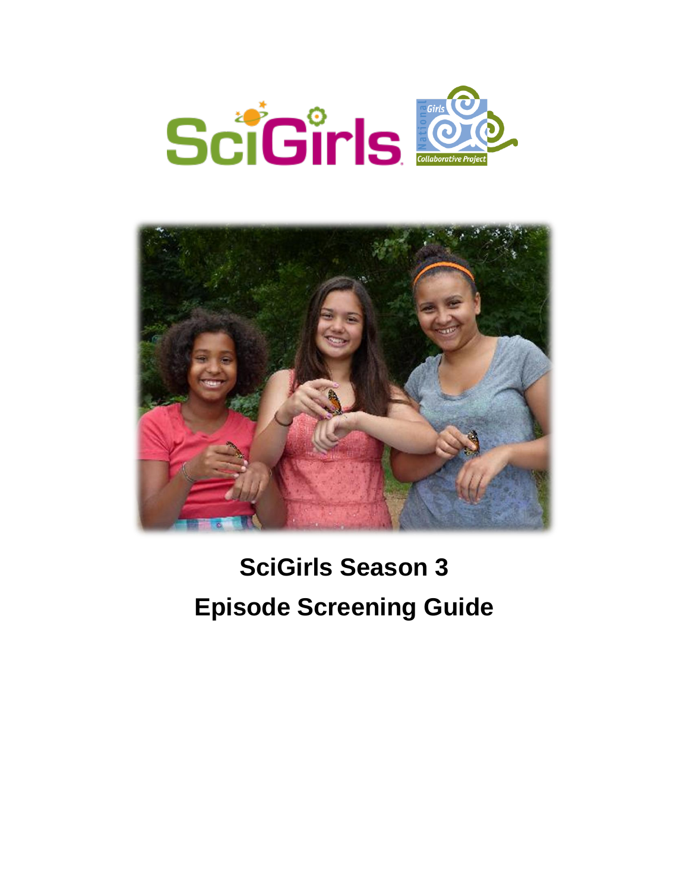# SciGirls Season 3

# Episode Screening Guide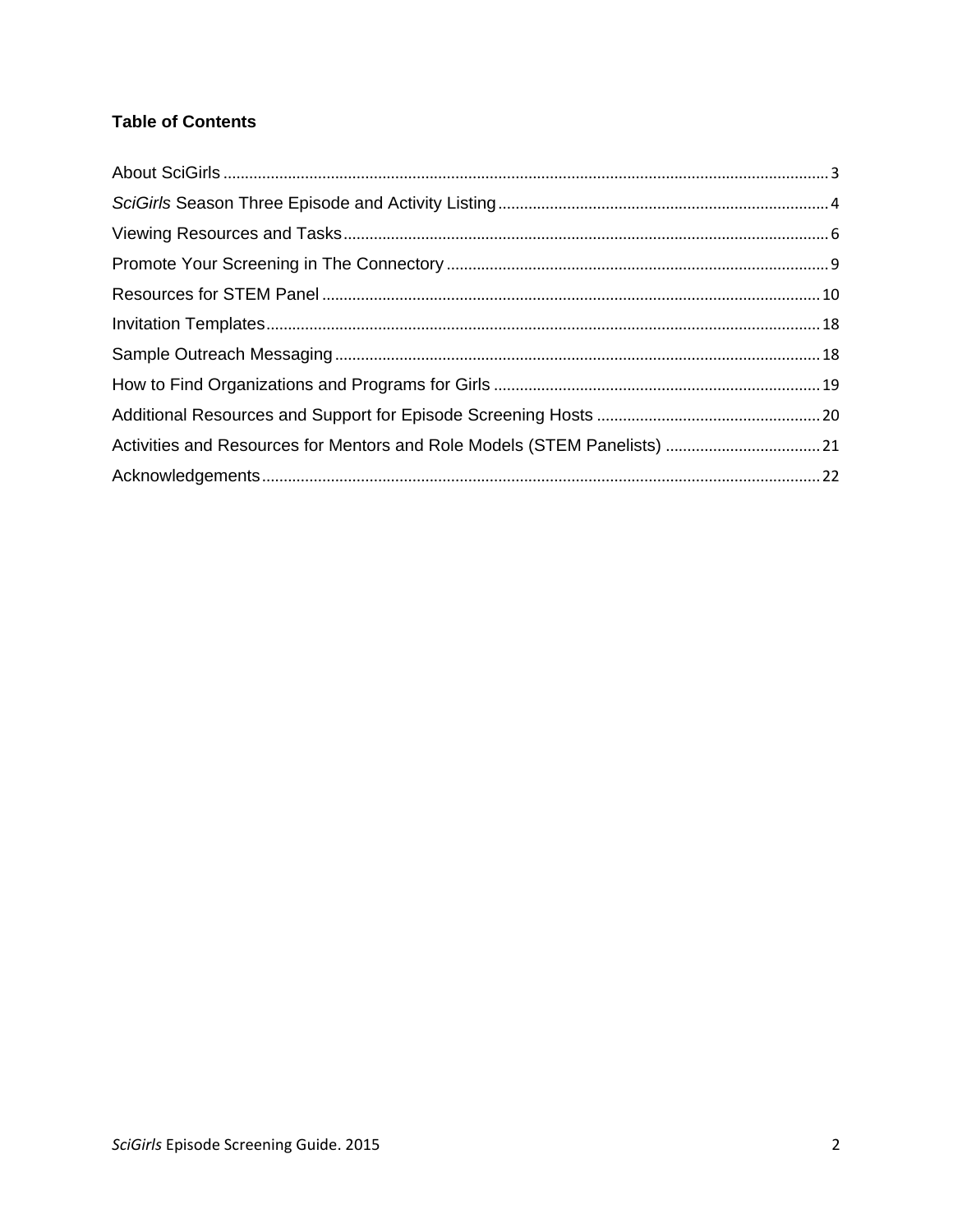**Table of Contents**

About SciGirls ........................................................................................................................................ 3
*SciGirls* Season Three Episode and Activity Listing ............................................................................ 4
Viewing Resources and Tasks ................................................................................................................ 6
Promote Your Screening in The Connectory ......................................................................................... 9
Resources for STEM Panel .................................................................................................................. 10
Invitation Templates ............................................................................................................................ 18
Sample Outreach Messaging ............................................................................................................... 18
How to Find Organizations and Programs for Girls ............................................................................ 19
Additional Resources and Support for Episode Screening Hosts ........................................................ 20
Activities and Resources for Mentors and Role Models (STEM Panelists) ......................................... 21
Acknowledgements ............................................................................................................................. 22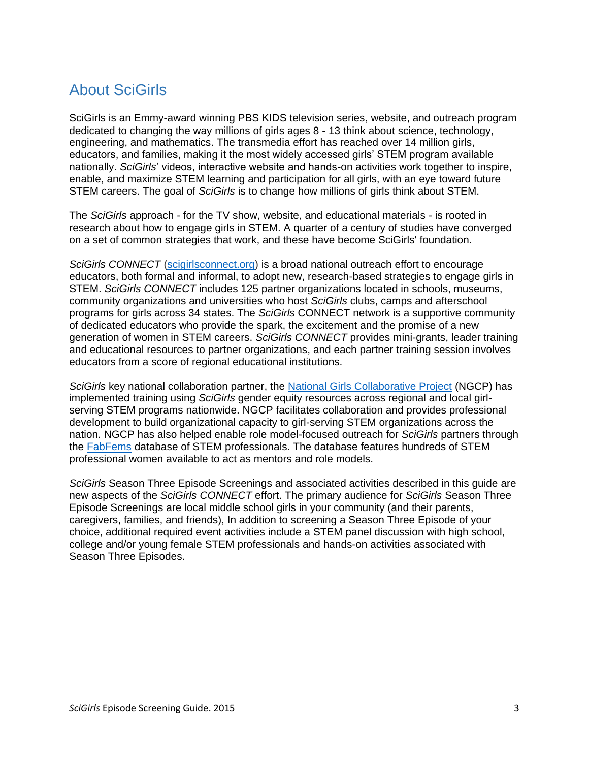## About SciGirls

SciGirls is an Emmy-award winning PBS KIDS television series, website, and outreach program dedicated to changing the way millions of girls ages 8 - 13 think about science, technology, engineering, and mathematics. The transmedia effort has reached over 14 million girls, educators, and families, making it the most widely accessed girls' STEM program available nationally. *SciGirls*' videos, interactive website and hands-on activities work together to inspire, enable, and maximize STEM learning and participation for all girls, with an eye toward future STEM careers. The goal of *SciGirls* is to change how millions of girls think about STEM.

The *SciGirls* approach - for the TV show, website, and educational materials - is rooted in research about how to engage girls in STEM. A quarter of a century of studies have converged on a set of common strategies that work, and these have become SciGirls' foundation.

*SciGirls CONNECT* ([scigirlsconnect.org](scigirlsconnect.org)) is a broad national outreach effort to encourage educators, both formal and informal, to adopt new, research-based strategies to engage girls in STEM. *SciGirls CONNECT* includes 125 partner organizations located in schools, museums, community organizations and universities who host *SciGirls* clubs, camps and afterschool programs for girls across 34 states. The *SciGirls* CONNECT network is a supportive community of dedicated educators who provide the spark, the excitement and the promise of a new generation of women in STEM careers. *SciGirls CONNECT* provides mini-grants, leader training and educational resources to partner organizations, and each partner training session involves educators from a score of regional educational institutions.

*SciGirls* key national collaboration partner, the [National Girls Collaborative Project](National Girls Collaborative Project) (NGCP) has implemented training using *SciGirls* gender equity resources across regional and local girl-serving STEM programs nationwide. NGCP facilitates collaboration and provides professional development to build organizational capacity to girl-serving STEM organizations across the nation. NGCP has also helped enable role model-focused outreach for *SciGirls* partners through the [FabFems](FabFems) database of STEM professionals. The database features hundreds of STEM professional women available to act as mentors and role models.

*SciGirls* Season Three Episode Screenings and associated activities described in this guide are new aspects of the *SciGirls CONNECT* effort. The primary audience for *SciGirls* Season Three Episode Screenings are local middle school girls in your community (and their parents, caregivers, families, and friends), In addition to screening a Season Three Episode of your choice, additional required event activities include a STEM panel discussion with high school, college and/or young female STEM professionals and hands-on activities associated with Season Three Episodes.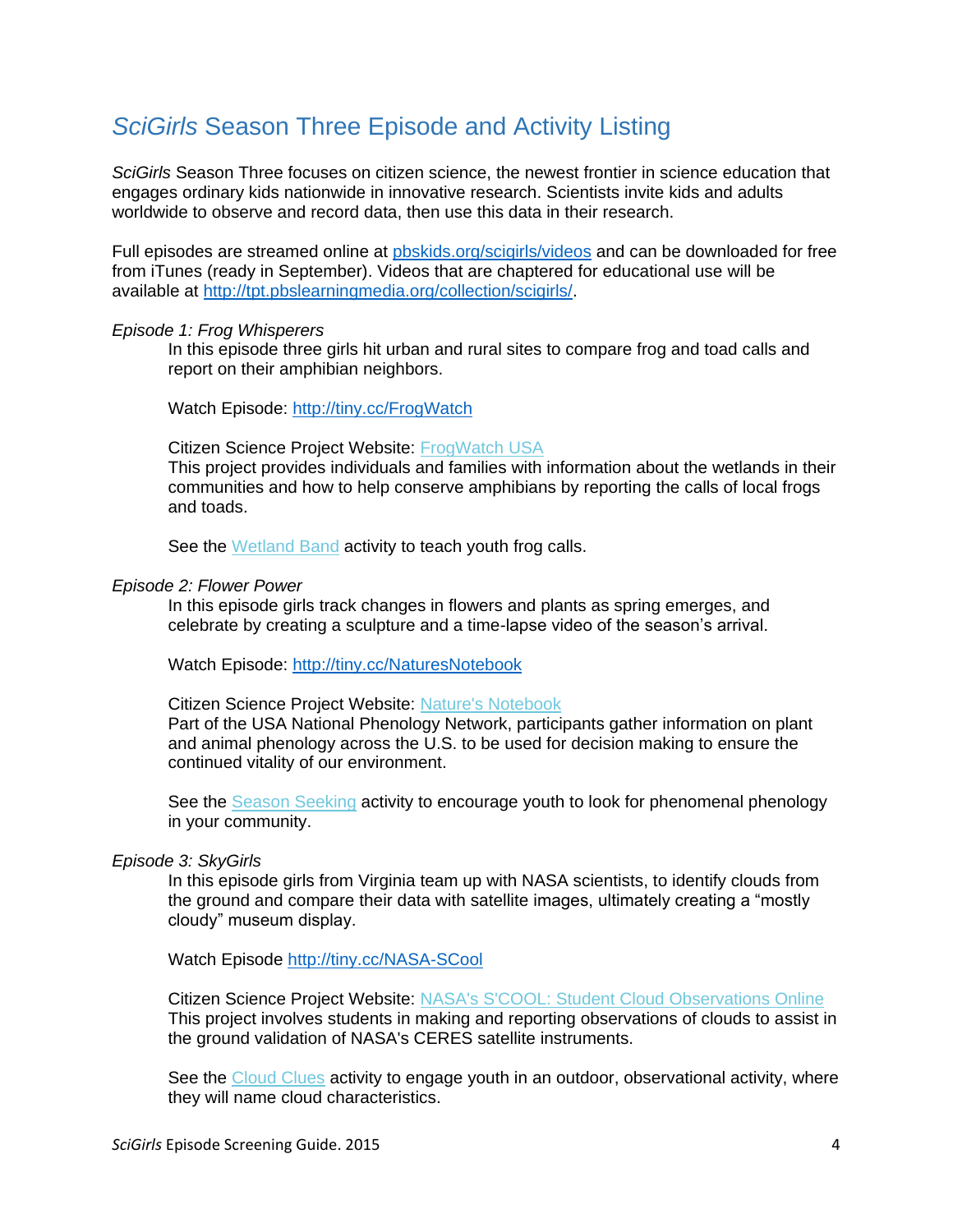# *SciGirls* Season Three Episode and Activity Listing

*SciGirls* Season Three focuses on citizen science, the newest frontier in science education that engages ordinary kids nationwide in innovative research. Scientists invite kids and adults worldwide to observe and record data, then use this data in their research.

Full episodes are streamed online at pbskids.org/scigirls/videos and can be downloaded for free from iTunes (ready in September). Videos that are chaptered for educational use will be available at http://tpt.pbslearningmedia.org/collection/scigirls/.

*Episode 1: Frog Whisperers*

In this episode three girls hit urban and rural sites to compare frog and toad calls and report on their amphibian neighbors.

Watch Episode: http://tiny.cc/FrogWatch

Citizen Science Project Website: FrogWatch USA
This project provides individuals and families with information about the wetlands in their communities and how to help conserve amphibians by reporting the calls of local frogs and toads.

See the Wetland Band activity to teach youth frog calls.

*Episode 2: Flower Power*

In this episode girls track changes in flowers and plants as spring emerges, and celebrate by creating a sculpture and a time-lapse video of the season's arrival.

Watch Episode: http://tiny.cc/NaturesNotebook

Citizen Science Project Website: Nature's Notebook
Part of the USA National Phenology Network, participants gather information on plant and animal phenology across the U.S. to be used for decision making to ensure the continued vitality of our environment.

See the Season Seeking activity to encourage youth to look for phenomenal phenology in your community.

*Episode 3: SkyGirls*

In this episode girls from Virginia team up with NASA scientists, to identify clouds from the ground and compare their data with satellite images, ultimately creating a "mostly cloudy" museum display.

Watch Episode http://tiny.cc/NASA-SCool

Citizen Science Project Website: NASA's S'COOL: Student Cloud Observations Online
This project involves students in making and reporting observations of clouds to assist in the ground validation of NASA's CERES satellite instruments.

See the Cloud Clues activity to engage youth in an outdoor, observational activity, where they will name cloud characteristics.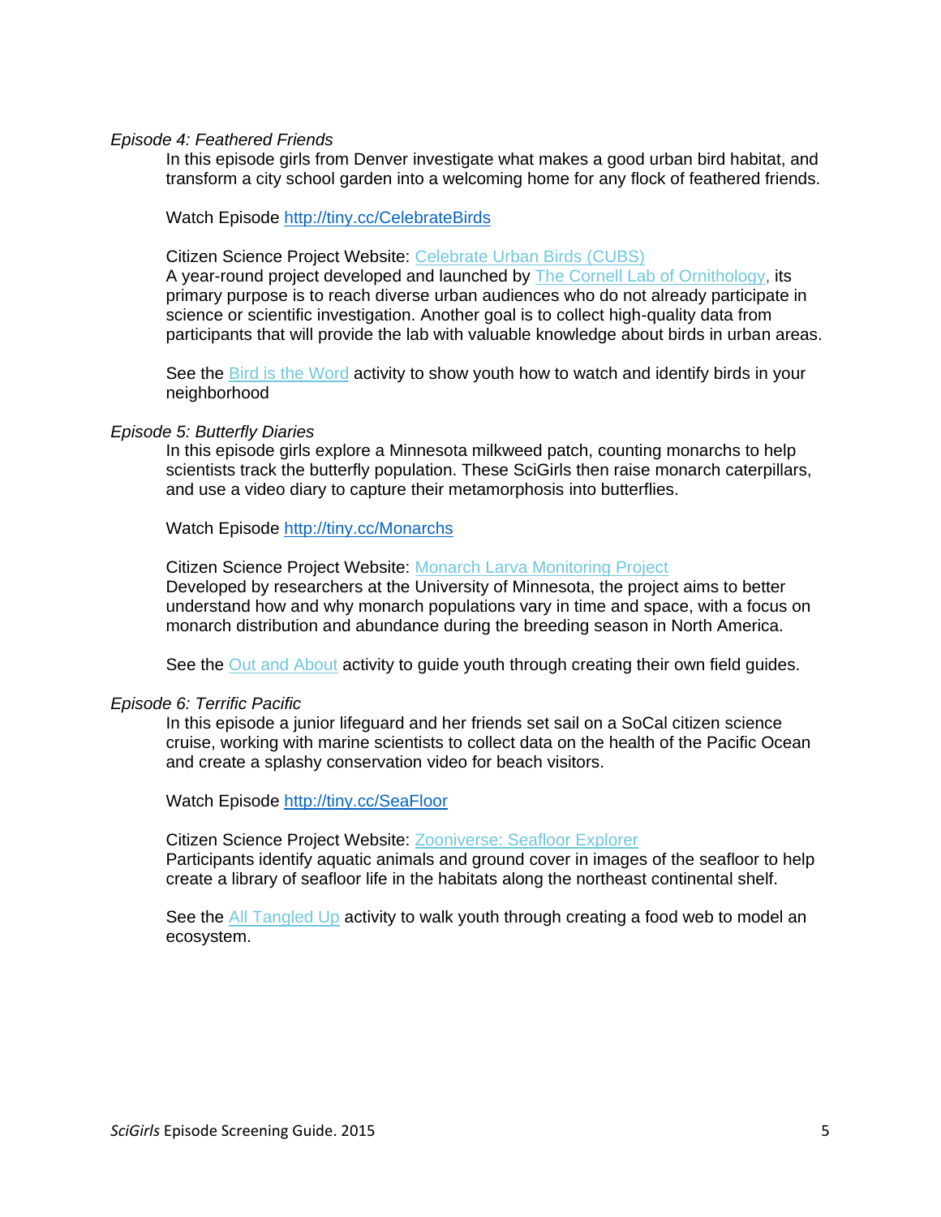*Episode 4: Feathered Friends*

In this episode girls from Denver investigate what makes a good urban bird habitat, and transform a city school garden into a welcoming home for any flock of feathered friends.

Watch Episode http://tiny.cc/CelebrateBirds

Citizen Science Project Website: Celebrate Urban Birds (CUBS)
A year-round project developed and launched by The Cornell Lab of Ornithology, its primary purpose is to reach diverse urban audiences who do not already participate in science or scientific investigation. Another goal is to collect high-quality data from participants that will provide the lab with valuable knowledge about birds in urban areas.

See the Bird is the Word activity to show youth how to watch and identify birds in your neighborhood

*Episode 5: Butterfly Diaries*

In this episode girls explore a Minnesota milkweed patch, counting monarchs to help scientists track the butterfly population. These SciGirls then raise monarch caterpillars, and use a video diary to capture their metamorphosis into butterflies.

Watch Episode http://tiny.cc/Monarchs

Citizen Science Project Website: Monarch Larva Monitoring Project
Developed by researchers at the University of Minnesota, the project aims to better understand how and why monarch populations vary in time and space, with a focus on monarch distribution and abundance during the breeding season in North America.

See the Out and About activity to guide youth through creating their own field guides.

*Episode 6: Terrific Pacific*

In this episode a junior lifeguard and her friends set sail on a SoCal citizen science cruise, working with marine scientists to collect data on the health of the Pacific Ocean and create a splashy conservation video for beach visitors.

Watch Episode http://tiny.cc/SeaFloor

Citizen Science Project Website: Zooniverse: Seafloor Explorer
Participants identify aquatic animals and ground cover in images of the seafloor to help create a library of seafloor life in the habitats along the northeast continental shelf.

See the All Tangled Up activity to walk youth through creating a food web to model an ecosystem.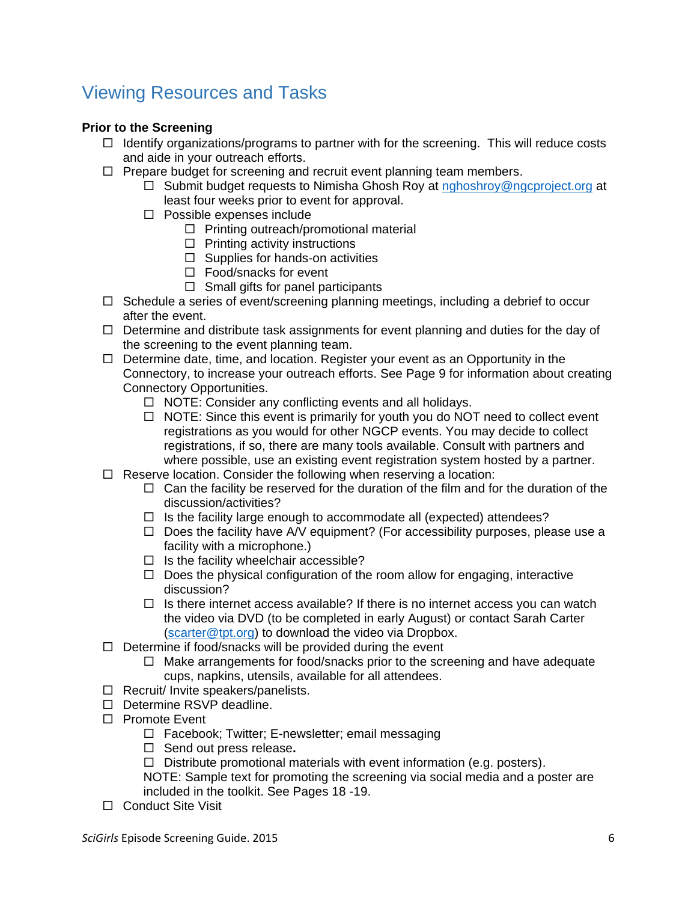# Viewing Resources and Tasks

**Prior to the Screening**

- ☐ Identify organizations/programs to partner with for the screening.  This will reduce costs and aide in your outreach efforts.
- ☐ Prepare budget for screening and recruit event planning team members.
  - ☐ Submit budget requests to Nimisha Ghosh Roy at nghoshroy@ngcproject.org at least four weeks prior to event for approval.
  - ☐ Possible expenses include
    - ☐ Printing outreach/promotional material
    - ☐ Printing activity instructions
    - ☐ Supplies for hands-on activities
    - ☐ Food/snacks for event
    - ☐ Small gifts for panel participants
- ☐ Schedule a series of event/screening planning meetings, including a debrief to occur after the event.
- ☐ Determine and distribute task assignments for event planning and duties for the day of the screening to the event planning team.
- ☐ Determine date, time, and location. Register your event as an Opportunity in the Connectory, to increase your outreach efforts. See Page 9 for information about creating Connectory Opportunities.
  - ☐ NOTE: Consider any conflicting events and all holidays.
  - ☐ NOTE: Since this event is primarily for youth you do NOT need to collect event registrations as you would for other NGCP events. You may decide to collect registrations, if so, there are many tools available. Consult with partners and where possible, use an existing event registration system hosted by a partner.
- ☐ Reserve location. Consider the following when reserving a location:
  - ☐ Can the facility be reserved for the duration of the film and for the duration of the discussion/activities?
  - ☐ Is the facility large enough to accommodate all (expected) attendees?
  - ☐ Does the facility have A/V equipment? (For accessibility purposes, please use a facility with a microphone.)
  - ☐ Is the facility wheelchair accessible?
  - ☐ Does the physical configuration of the room allow for engaging, interactive discussion?
  - ☐ Is there internet access available? If there is no internet access you can watch the video via DVD (to be completed in early August) or contact Sarah Carter (scarter@tpt.org) to download the video via Dropbox.
- ☐ Determine if food/snacks will be provided during the event
  - ☐ Make arrangements for food/snacks prior to the screening and have adequate cups, napkins, utensils, available for all attendees.
- ☐ Recruit/ Invite speakers/panelists.
- ☐ Determine RSVP deadline.
- ☐ Promote Event
  - ☐ Facebook; Twitter; E-newsletter; email messaging
  - ☐ Send out press release**.**
  - ☐ Distribute promotional materials with event information (e.g. posters).

  NOTE: Sample text for promoting the screening via social media and a poster are included in the toolkit. See Pages 18 -19.
- ☐ Conduct Site Visit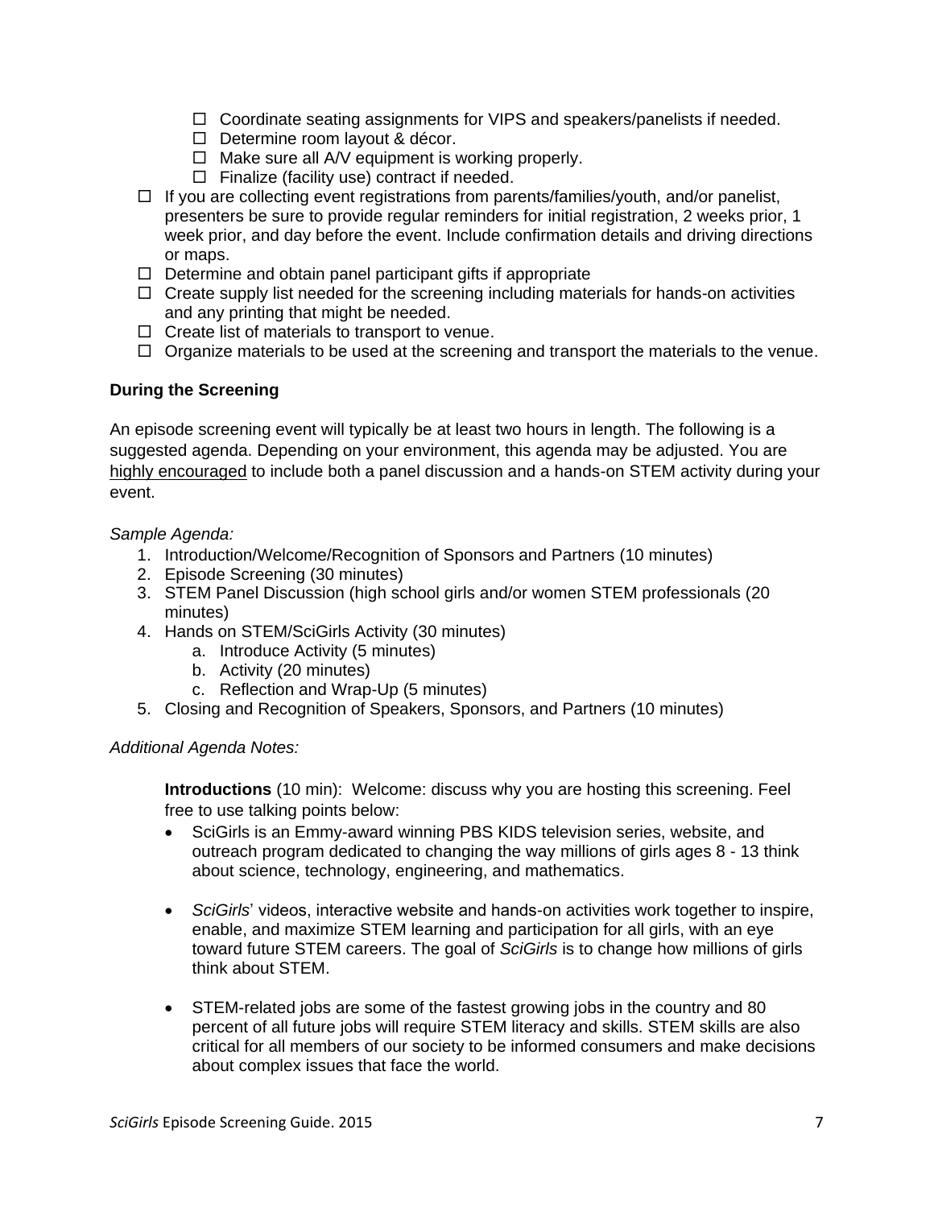- ☐ Coordinate seating assignments for VIPS and speakers/panelists if needed.
  - ☐ Determine room layout & décor.
  - ☐ Make sure all A/V equipment is working properly.
  - ☐ Finalize (facility use) contract if needed.
- ☐ If you are collecting event registrations from parents/families/youth, and/or panelist, presenters be sure to provide regular reminders for initial registration, 2 weeks prior, 1 week prior, and day before the event. Include confirmation details and driving directions or maps.
- ☐ Determine and obtain panel participant gifts if appropriate
- ☐ Create supply list needed for the screening including materials for hands-on activities and any printing that might be needed.
- ☐ Create list of materials to transport to venue.
- ☐ Organize materials to be used at the screening and transport the materials to the venue.

### During the Screening

An episode screening event will typically be at least two hours in length. The following is a suggested agenda. Depending on your environment, this agenda may be adjusted. You are <u>highly encouraged</u> to include both a panel discussion and a hands-on STEM activity during your event.

*Sample Agenda:*

1. Introduction/Welcome/Recognition of Sponsors and Partners (10 minutes)
2. Episode Screening (30 minutes)
3. STEM Panel Discussion (high school girls and/or women STEM professionals (20 minutes)
4. Hands on STEM/SciGirls Activity (30 minutes)
   a. Introduce Activity (5 minutes)
   b. Activity (20 minutes)
   c. Reflection and Wrap-Up (5 minutes)
5. Closing and Recognition of Speakers, Sponsors, and Partners (10 minutes)

*Additional Agenda Notes:*

**Introductions** (10 min): Welcome: discuss why you are hosting this screening. Feel free to use talking points below:

- SciGirls is an Emmy-award winning PBS KIDS television series, website, and outreach program dedicated to changing the way millions of girls ages 8 - 13 think about science, technology, engineering, and mathematics.
- *SciGirls*' videos, interactive website and hands-on activities work together to inspire, enable, and maximize STEM learning and participation for all girls, with an eye toward future STEM careers. The goal of *SciGirls* is to change how millions of girls think about STEM.
- STEM-related jobs are some of the fastest growing jobs in the country and 80 percent of all future jobs will require STEM literacy and skills. STEM skills are also critical for all members of our society to be informed consumers and make decisions about complex issues that face the world.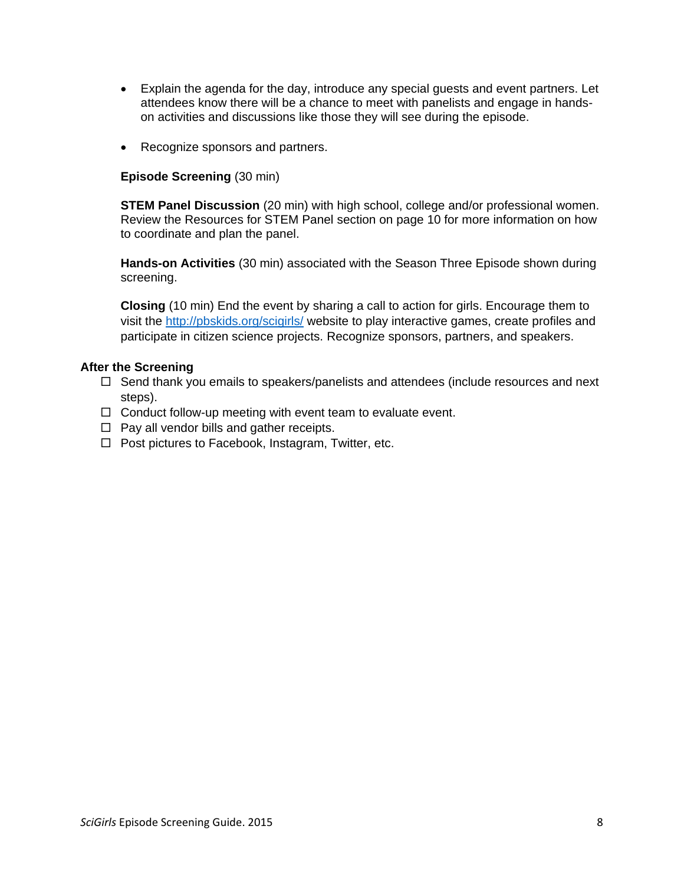- Explain the agenda for the day, introduce any special guests and event partners. Let attendees know there will be a chance to meet with panelists and engage in hands-on activities and discussions like those they will see during the episode.

- Recognize sponsors and partners.

**Episode Screening** (30 min)

**STEM Panel Discussion** (20 min) with high school, college and/or professional women. Review the Resources for STEM Panel section on page 10 for more information on how to coordinate and plan the panel.

**Hands-on Activities** (30 min) associated with the Season Three Episode shown during screening.

**Closing** (10 min) End the event by sharing a call to action for girls. Encourage them to visit the [http://pbskids.org/scigirls/](http://pbskids.org/scigirls/) website to play interactive games, create profiles and participate in citizen science projects. Recognize sponsors, partners, and speakers.

**After the Screening**

- ☐ Send thank you emails to speakers/panelists and attendees (include resources and next steps).
- ☐ Conduct follow-up meeting with event team to evaluate event.
- ☐ Pay all vendor bills and gather receipts.
- ☐ Post pictures to Facebook, Instagram, Twitter, etc.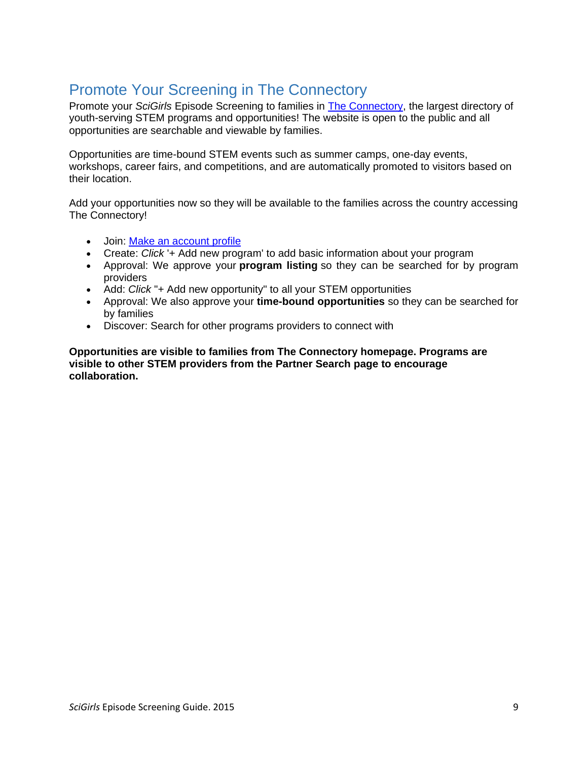## Promote Your Screening in The Connectory

Promote your *SciGirls* Episode Screening to families in [The Connectory](), the largest directory of youth-serving STEM programs and opportunities! The website is open to the public and all opportunities are searchable and viewable by families.

Opportunities are time-bound STEM events such as summer camps, one-day events, workshops, career fairs, and competitions, and are automatically promoted to visitors based on their location.

Add your opportunities now so they will be available to the families across the country accessing The Connectory!

- Join: [Make an account profile]()
- Create: *Click* '+ Add new program' to add basic information about your program
- Approval: We approve your **program listing** so they can be searched for by program providers
- Add: *Click* "+ Add new opportunity" to all your STEM opportunities
- Approval: We also approve your **time-bound opportunities** so they can be searched for by families
- Discover: Search for other programs providers to connect with

**Opportunities are visible to families from The Connectory homepage. Programs are visible to other STEM providers from the Partner Search page to encourage collaboration.**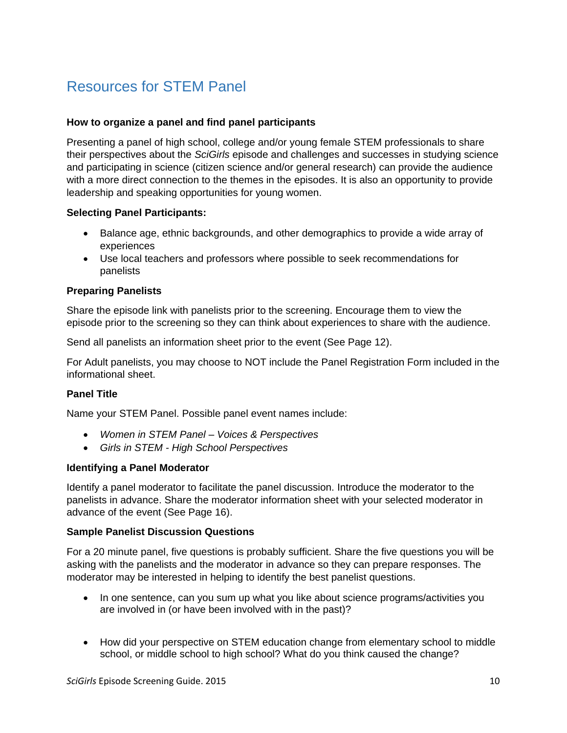# Resources for STEM Panel

**How to organize a panel and find panel participants**

Presenting a panel of high school, college and/or young female STEM professionals to share their perspectives about the *SciGirls* episode and challenges and successes in studying science and participating in science (citizen science and/or general research) can provide the audience with a more direct connection to the themes in the episodes. It is also an opportunity to provide leadership and speaking opportunities for young women.

**Selecting Panel Participants:**

- Balance age, ethnic backgrounds, and other demographics to provide a wide array of experiences
- Use local teachers and professors where possible to seek recommendations for panelists

**Preparing Panelists**

Share the episode link with panelists prior to the screening. Encourage them to view the episode prior to the screening so they can think about experiences to share with the audience.

Send all panelists an information sheet prior to the event (See Page 12).

For Adult panelists, you may choose to NOT include the Panel Registration Form included in the informational sheet.

**Panel Title**

Name your STEM Panel. Possible panel event names include:

- *Women in STEM Panel – Voices & Perspectives*
- *Girls in STEM - High School Perspectives*

**Identifying a Panel Moderator**

Identify a panel moderator to facilitate the panel discussion. Introduce the moderator to the panelists in advance. Share the moderator information sheet with your selected moderator in advance of the event (See Page 16).

**Sample Panelist Discussion Questions**

For a 20 minute panel, five questions is probably sufficient. Share the five questions you will be asking with the panelists and the moderator in advance so they can prepare responses. The moderator may be interested in helping to identify the best panelist questions.

- In one sentence, can you sum up what you like about science programs/activities you are involved in (or have been involved with in the past)?

- How did your perspective on STEM education change from elementary school to middle school, or middle school to high school? What do you think caused the change?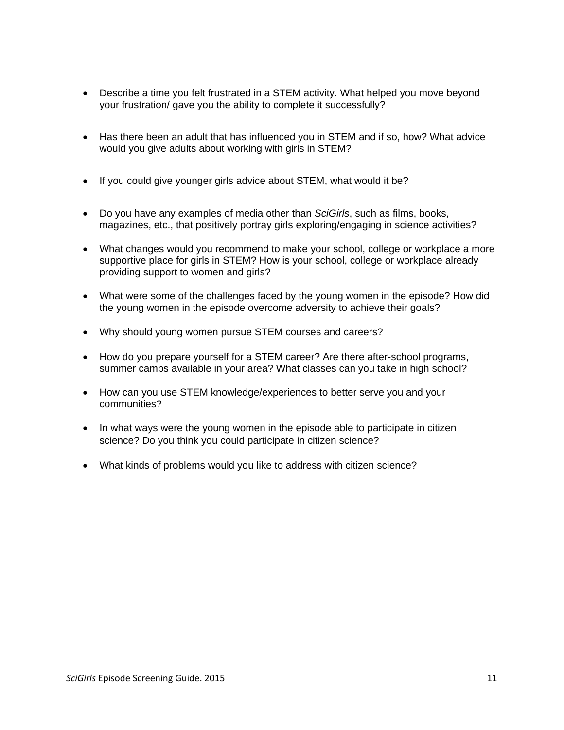- Describe a time you felt frustrated in a STEM activity. What helped you move beyond your frustration/ gave you the ability to complete it successfully?

- Has there been an adult that has influenced you in STEM and if so, how? What advice would you give adults about working with girls in STEM?

- If you could give younger girls advice about STEM, what would it be?

- Do you have any examples of media other than *SciGirls*, such as films, books, magazines, etc., that positively portray girls exploring/engaging in science activities?

- What changes would you recommend to make your school, college or workplace a more supportive place for girls in STEM? How is your school, college or workplace already providing support to women and girls?

- What were some of the challenges faced by the young women in the episode? How did the young women in the episode overcome adversity to achieve their goals?

- Why should young women pursue STEM courses and careers?

- How do you prepare yourself for a STEM career? Are there after-school programs, summer camps available in your area? What classes can you take in high school?

- How can you use STEM knowledge/experiences to better serve you and your communities?

- In what ways were the young women in the episode able to participate in citizen science? Do you think you could participate in citizen science?

- What kinds of problems would you like to address with citizen science?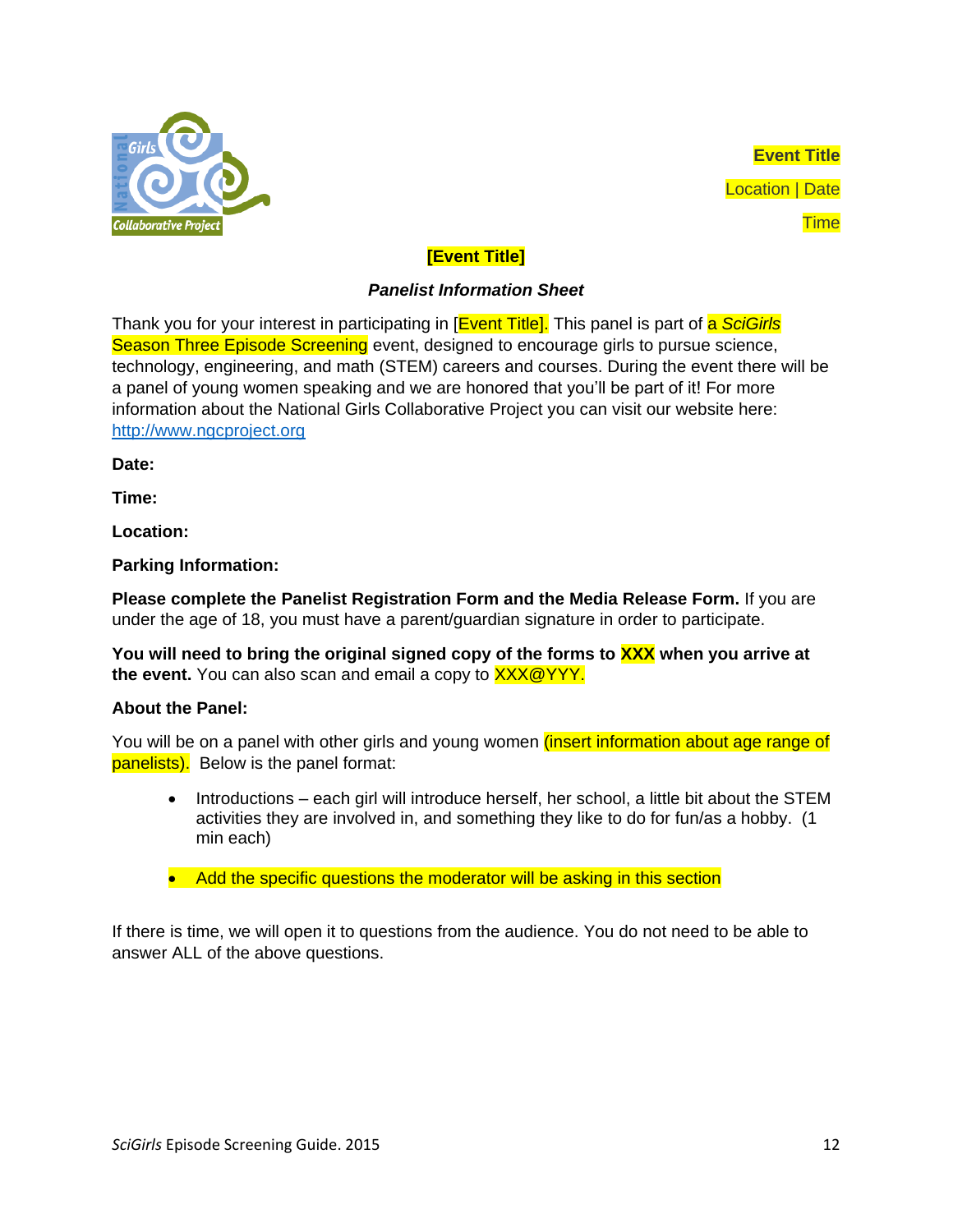**Event Title**

Location | Date

Time

**[Event Title]**

***Panelist Information Sheet***

Thank you for your interest in participating in [Event Title]. This panel is part of a *SciGirls* Season Three Episode Screening event, designed to encourage girls to pursue science, technology, engineering, and math (STEM) careers and courses. During the event there will be a panel of young women speaking and we are honored that you'll be part of it! For more information about the National Girls Collaborative Project you can visit our website here: http://www.ngcproject.org

**Date:**

**Time:**

**Location:**

**Parking Information:**

**Please complete the Panelist Registration Form and the Media Release Form.** If you are under the age of 18, you must have a parent/guardian signature in order to participate.

**You will need to bring the original signed copy of the forms to XXX when you arrive at the event.** You can also scan and email a copy to XXX@YYY.

**About the Panel:**

You will be on a panel with other girls and young women (insert information about age range of panelists). Below is the panel format:

- Introductions – each girl will introduce herself, her school, a little bit about the STEM activities they are involved in, and something they like to do for fun/as a hobby. (1 min each)
- Add the specific questions the moderator will be asking in this section

If there is time, we will open it to questions from the audience. You do not need to be able to answer ALL of the above questions.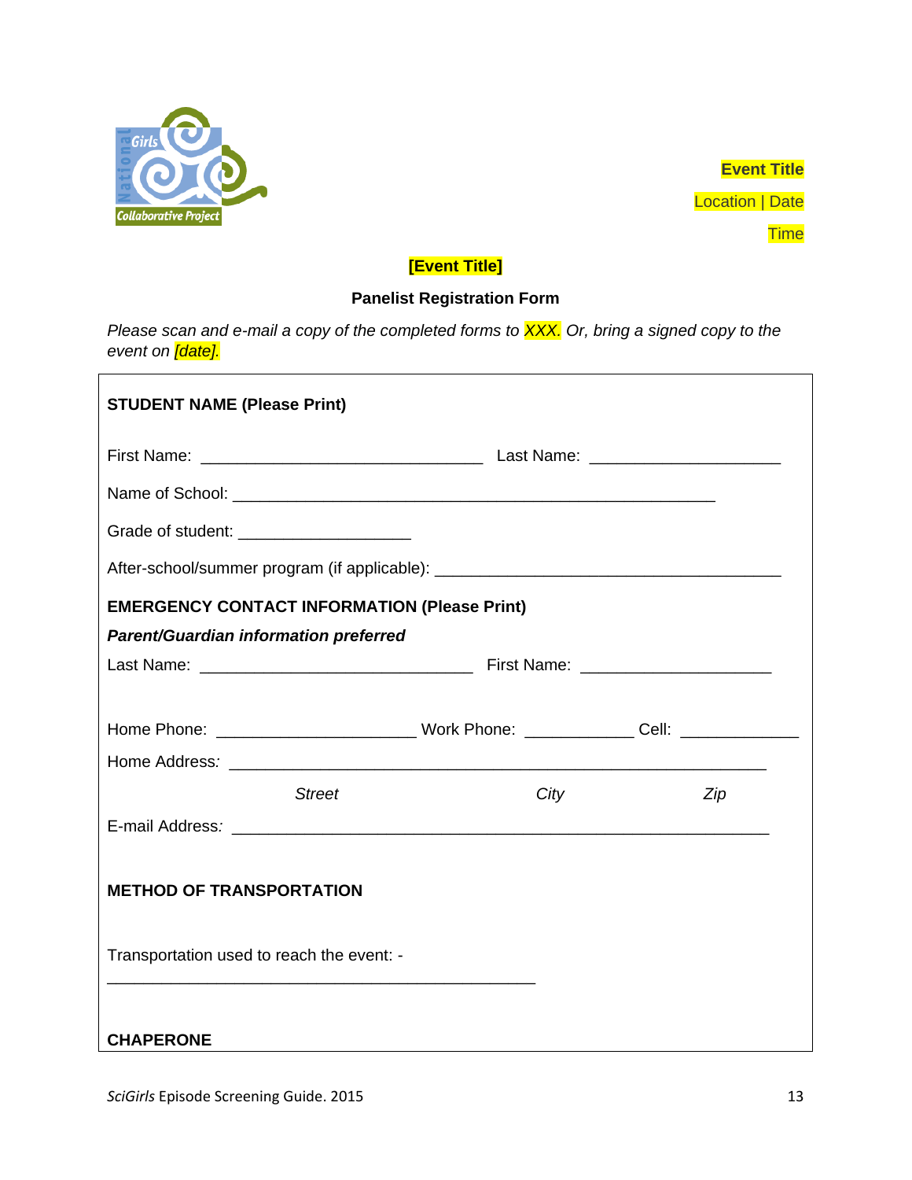Event Title

Location | Date

Time

**[Event Title]**

**Panelist Registration Form**

*Please scan and e-mail a copy of the completed forms to XXX. Or, bring a signed copy to the event on [date].*

**STUDENT NAME (Please Print)**

First Name: _______________________________ Last Name: _____________________

Name of School: _____________________________________________________

Grade of student: ___________________

After-school/summer program (if applicable): ______________________________________

**EMERGENCY CONTACT INFORMATION (Please Print)**

***Parent/Guardian information preferred***

Last Name: ______________________________ First Name: _____________________

Home Phone: ______________________ Work Phone: ____________ Cell: _____________

Home Address: ___________________________________________________________

*Street* *City* *Zip*

E-mail Address: __________________________________________________________

**METHOD OF TRANSPORTATION**

Transportation used to reach the event: -

_______________________________________________

**CHAPERONE**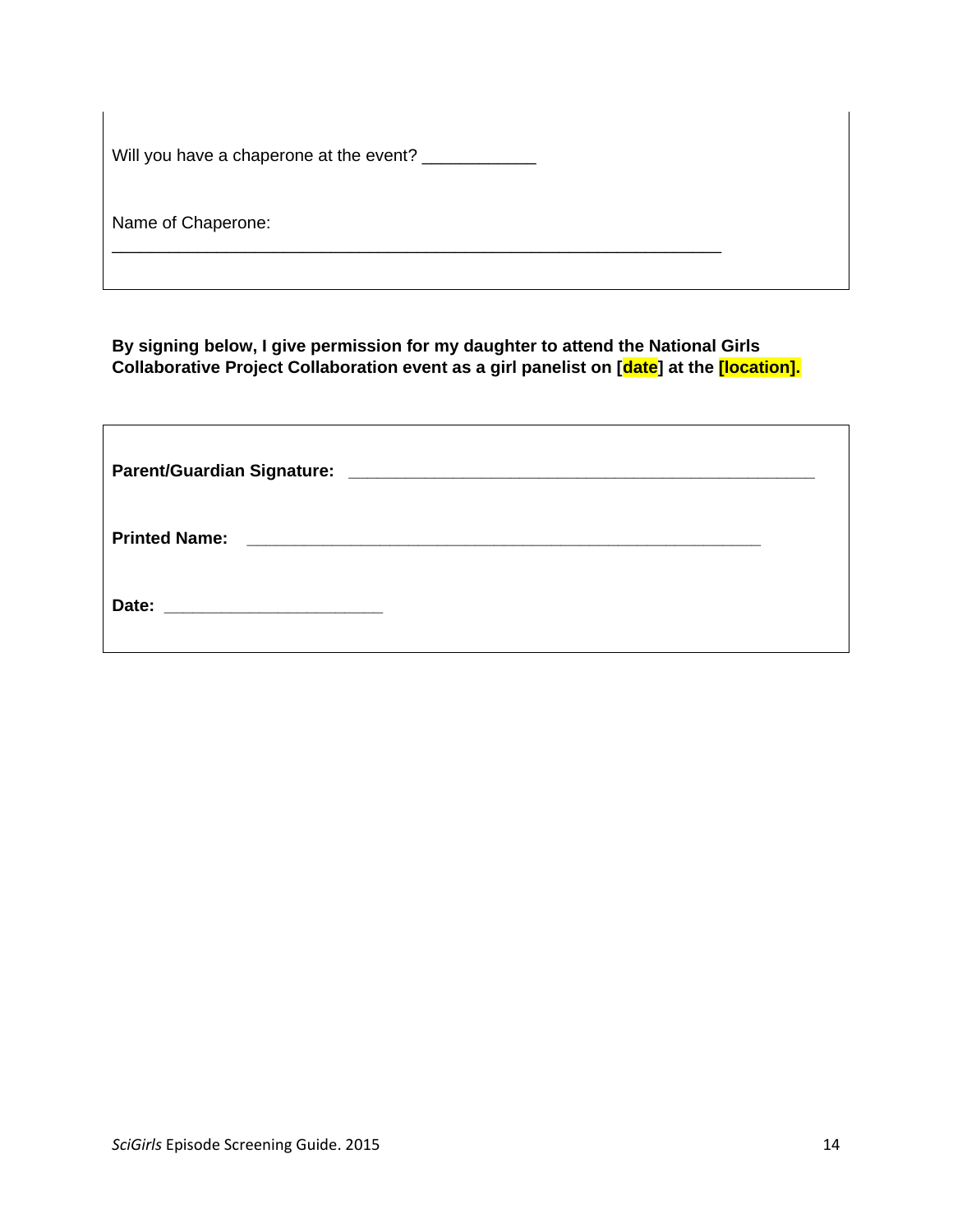Will you have a chaperone at the event? ____________

Name of Chaperone:
___________________________________________________________________

**By signing below, I give permission for my daughter to attend the National Girls Collaborative Project Collaboration event as a girl panelist on [date] at the [location].**

**Parent/Guardian Signature:** ___________________________________________________

**Printed Name:** ________________________________________________________

**Date:** _______________________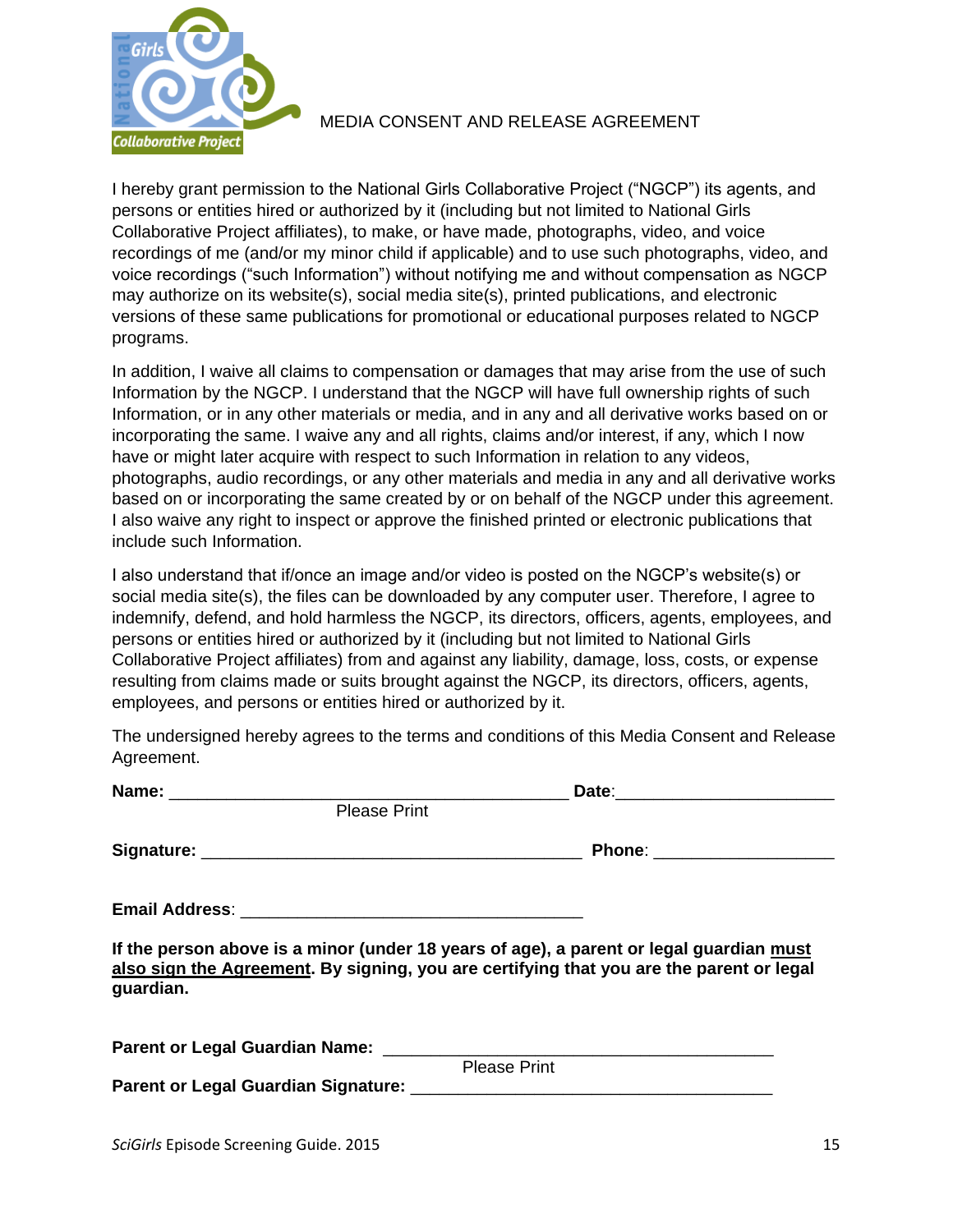# MEDIA CONSENT AND RELEASE AGREEMENT

I hereby grant permission to the National Girls Collaborative Project ("NGCP") its agents, and persons or entities hired or authorized by it (including but not limited to National Girls Collaborative Project affiliates), to make, or have made, photographs, video, and voice recordings of me (and/or my minor child if applicable) and to use such photographs, video, and voice recordings ("such Information") without notifying me and without compensation as NGCP may authorize on its website(s), social media site(s), printed publications, and electronic versions of these same publications for promotional or educational purposes related to NGCP programs.

In addition, I waive all claims to compensation or damages that may arise from the use of such Information by the NGCP. I understand that the NGCP will have full ownership rights of such Information, or in any other materials or media, and in any and all derivative works based on or incorporating the same. I waive any and all rights, claims and/or interest, if any, which I now have or might later acquire with respect to such Information in relation to any videos, photographs, audio recordings, or any other materials and media in any and all derivative works based on or incorporating the same created by or on behalf of the NGCP under this agreement. I also waive any right to inspect or approve the finished printed or electronic publications that include such Information.

I also understand that if/once an image and/or video is posted on the NGCP's website(s) or social media site(s), the files can be downloaded by any computer user. Therefore, I agree to indemnify, defend, and hold harmless the NGCP, its directors, officers, agents, employees, and persons or entities hired or authorized by it (including but not limited to National Girls Collaborative Project affiliates) from and against any liability, damage, loss, costs, or expense resulting from claims made or suits brought against the NGCP, its directors, officers, agents, employees, and persons or entities hired or authorized by it.

The undersigned hereby agrees to the terms and conditions of this Media Consent and Release Agreement.

**Name:** ________________________________________ **Date**:______________________
Please Print

**Signature:** _______________________________________ **Phone**: __________________

**Email Address**: ___________________________________

**If the person above is a minor (under 18 years of age), a parent or legal guardian <u>must also sign the Agreement</u>. By signing, you are certifying that you are the parent or legal guardian.**

**Parent or Legal Guardian Name:** ________________________________________
Please Print

**Parent or Legal Guardian Signature:** ____________________________________

*SciGirls* Episode Screening Guide. 2015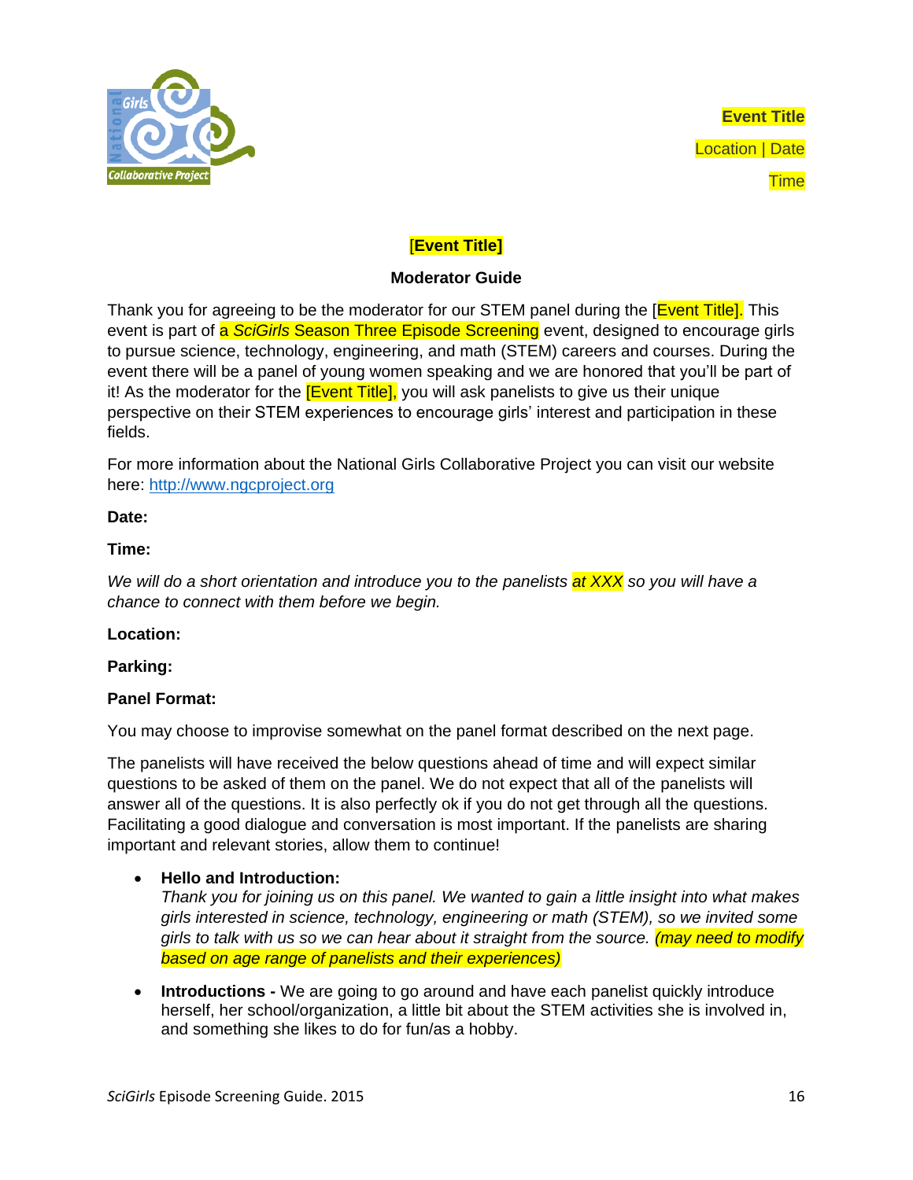**Event Title**

Location | Date

Time

## [Event Title]

### Moderator Guide

Thank you for agreeing to be the moderator for our STEM panel during the [Event Title]. This event is part of a *SciGirls* Season Three Episode Screening event, designed to encourage girls to pursue science, technology, engineering, and math (STEM) careers and courses. During the event there will be a panel of young women speaking and we are honored that you'll be part of it! As the moderator for the [Event Title], you will ask panelists to give us their unique perspective on their STEM experiences to encourage girls' interest and participation in these fields.

For more information about the National Girls Collaborative Project you can visit our website here: http://www.ngcproject.org

**Date:**

**Time:**

*We will do a short orientation and introduce you to the panelists at XXX so you will have a chance to connect with them before we begin.*

**Location:**

**Parking:**

**Panel Format:**

You may choose to improvise somewhat on the panel format described on the next page.

The panelists will have received the below questions ahead of time and will expect similar questions to be asked of them on the panel. We do not expect that all of the panelists will answer all of the questions. It is also perfectly ok if you do not get through all the questions. Facilitating a good dialogue and conversation is most important. If the panelists are sharing important and relevant stories, allow them to continue!

- **Hello and Introduction:**
  *Thank you for joining us on this panel. We wanted to gain a little insight into what makes girls interested in science, technology, engineering or math (STEM), so we invited some girls to talk with us so we can hear about it straight from the source. (may need to modify based on age range of panelists and their experiences)*

- **Introductions -** We are going to go around and have each panelist quickly introduce herself, her school/organization, a little bit about the STEM activities she is involved in, and something she likes to do for fun/as a hobby.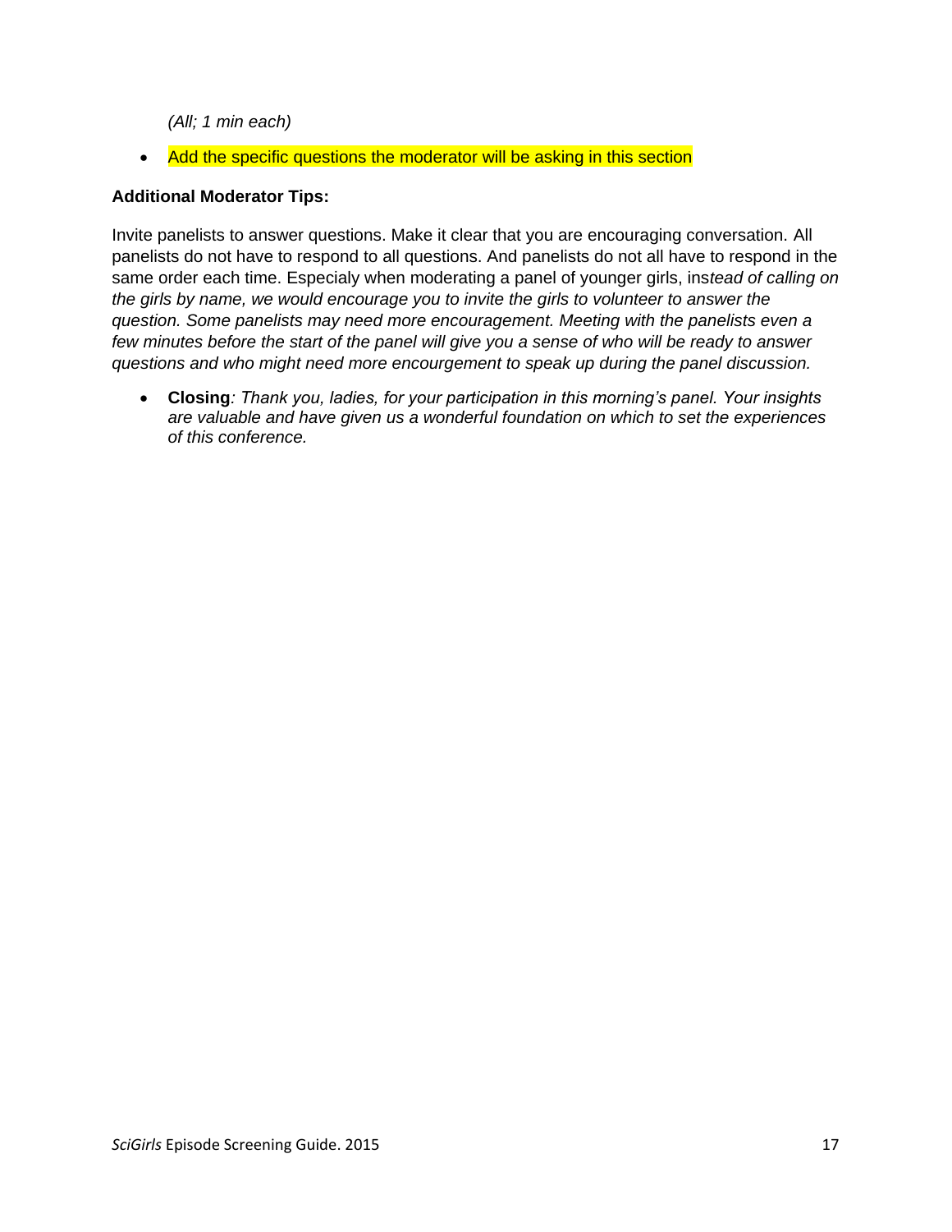*(All; 1 min each)*

- Add the specific questions the moderator will be asking in this section

**Additional Moderator Tips:**

Invite panelists to answer questions. Make it clear that you are encouraging conversation. All panelists do not have to respond to all questions. And panelists do not all have to respond in the same order each time. Especialy when moderating a panel of younger girls, ins*tead of calling on the girls by name, we would encourage you to invite the girls to volunteer to answer the question. Some panelists may need more encouragement. Meeting with the panelists even a few minutes before the start of the panel will give you a sense of who will be ready to answer questions and who might need more encourgement to speak up during the panel discussion.*

- **Closing***: Thank you, ladies, for your participation in this morning's panel. Your insights are valuable and have given us a wonderful foundation on which to set the experiences of this conference.*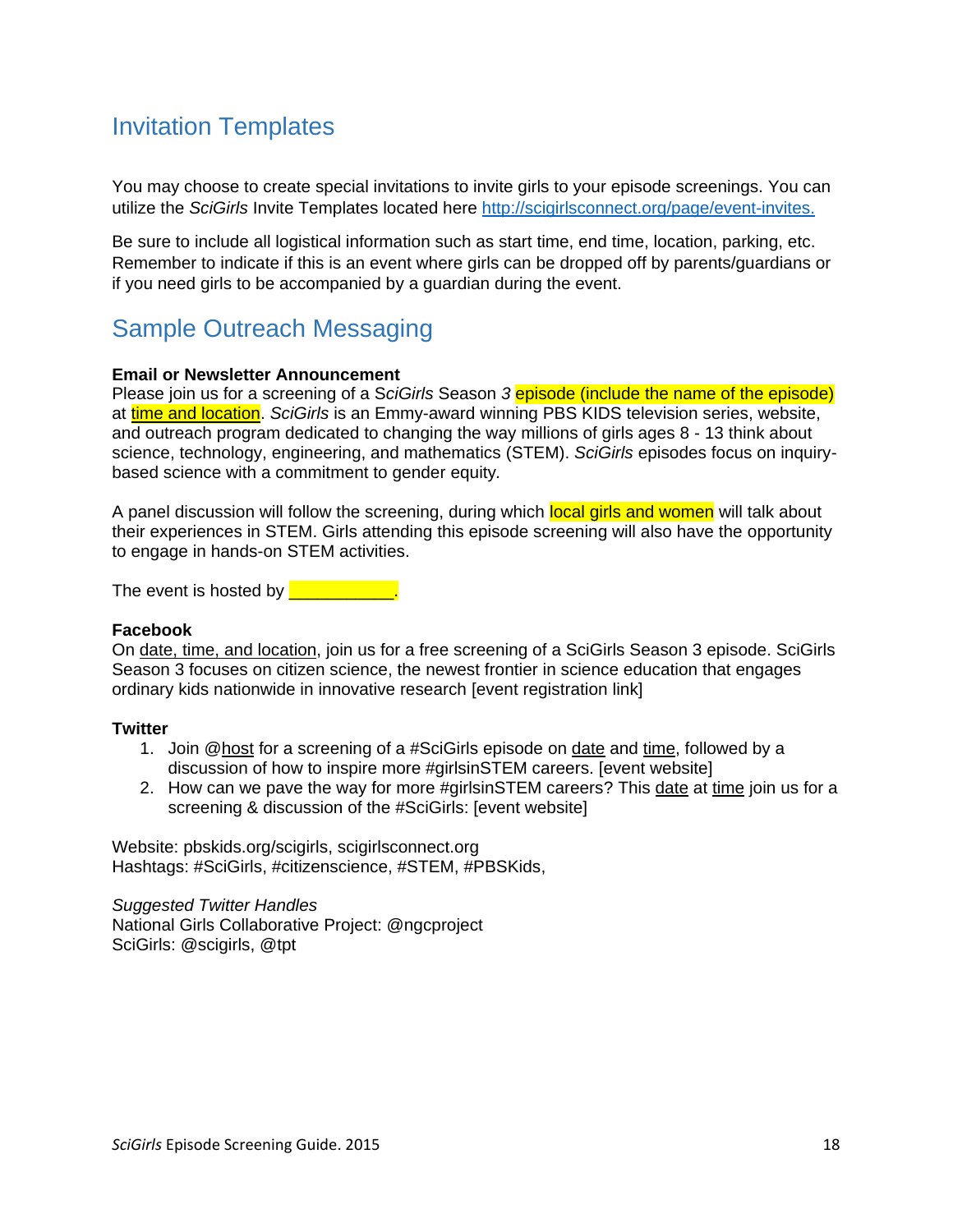## Invitation Templates

You may choose to create special invitations to invite girls to your episode screenings. You can utilize the *SciGirls* Invite Templates located here http://scigirlsconnect.org/page/event-invites.

Be sure to include all logistical information such as start time, end time, location, parking, etc. Remember to indicate if this is an event where girls can be dropped off by parents/guardians or if you need girls to be accompanied by a guardian during the event.

## Sample Outreach Messaging

**Email or Newsletter Announcement**
Please join us for a screening of a *SciGirls* Season *3* episode (include the name of the episode) at time and location. *SciGirls* is an Emmy-award winning PBS KIDS television series, website, and outreach program dedicated to changing the way millions of girls ages 8 - 13 think about science, technology, engineering, and mathematics (STEM). *SciGirls* episodes focus on inquiry-based science with a commitment to gender equity.

A panel discussion will follow the screening, during which local girls and women will talk about their experiences in STEM. Girls attending this episode screening will also have the opportunity to engage in hands-on STEM activities.

The event is hosted by ___________.

**Facebook**
On date, time, and location, join us for a free screening of a SciGirls Season 3 episode. SciGirls Season 3 focuses on citizen science, the newest frontier in science education that engages ordinary kids nationwide in innovative research [event registration link]

**Twitter**
1. Join @host for a screening of a #SciGirls episode on date and time, followed by a discussion of how to inspire more #girlsinSTEM careers. [event website]
2. How can we pave the way for more #girlsinSTEM careers? This date at time join us for a screening & discussion of the #SciGirls: [event website]

Website: pbskids.org/scigirls, scigirlsconnect.org
Hashtags: #SciGirls, #citizenscience, #STEM, #PBSKids,

*Suggested Twitter Handles*
National Girls Collaborative Project: @ngcproject
SciGirls: @scigirls, @tpt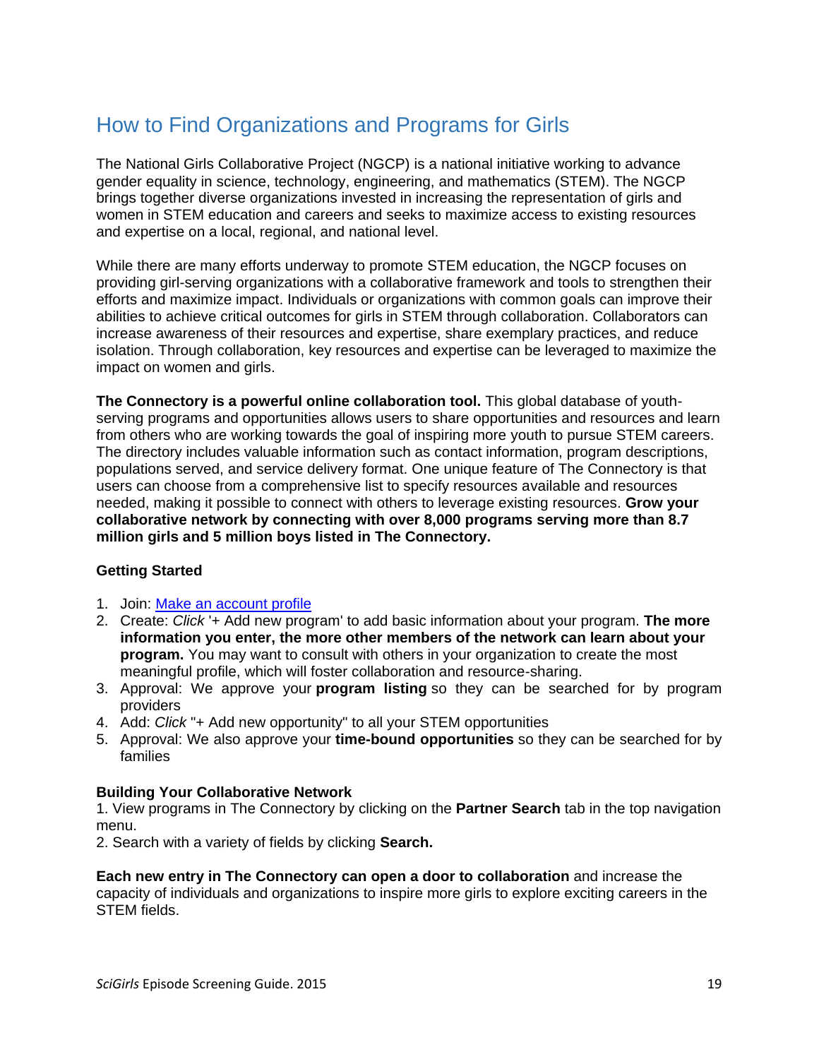# How to Find Organizations and Programs for Girls

The National Girls Collaborative Project (NGCP) is a national initiative working to advance gender equality in science, technology, engineering, and mathematics (STEM). The NGCP brings together diverse organizations invested in increasing the representation of girls and women in STEM education and careers and seeks to maximize access to existing resources and expertise on a local, regional, and national level.

While there are many efforts underway to promote STEM education, the NGCP focuses on providing girl-serving organizations with a collaborative framework and tools to strengthen their efforts and maximize impact. Individuals or organizations with common goals can improve their abilities to achieve critical outcomes for girls in STEM through collaboration. Collaborators can increase awareness of their resources and expertise, share exemplary practices, and reduce isolation. Through collaboration, key resources and expertise can be leveraged to maximize the impact on women and girls.

**The Connectory is a powerful online collaboration tool.** This global database of youth-serving programs and opportunities allows users to share opportunities and resources and learn from others who are working towards the goal of inspiring more youth to pursue STEM careers. The directory includes valuable information such as contact information, program descriptions, populations served, and service delivery format. One unique feature of The Connectory is that users can choose from a comprehensive list to specify resources available and resources needed, making it possible to connect with others to leverage existing resources. **Grow your collaborative network by connecting with over 8,000 programs serving more than 8.7 million girls and 5 million boys listed in The Connectory.**

**Getting Started**

1. Join: Make an account profile
2. Create: *Click* '+ Add new program' to add basic information about your program. **The more information you enter, the more other members of the network can learn about your program.** You may want to consult with others in your organization to create the most meaningful profile, which will foster collaboration and resource-sharing.
3. Approval: We approve your **program listing** so they can be searched for by program providers
4. Add: *Click* "+ Add new opportunity" to all your STEM opportunities
5. Approval: We also approve your **time-bound opportunities** so they can be searched for by families

**Building Your Collaborative Network**

1. View programs in The Connectory by clicking on the **Partner Search** tab in the top navigation menu.
2. Search with a variety of fields by clicking **Search.**

**Each new entry in The Connectory can open a door to collaboration** and increase the capacity of individuals and organizations to inspire more girls to explore exciting careers in the STEM fields.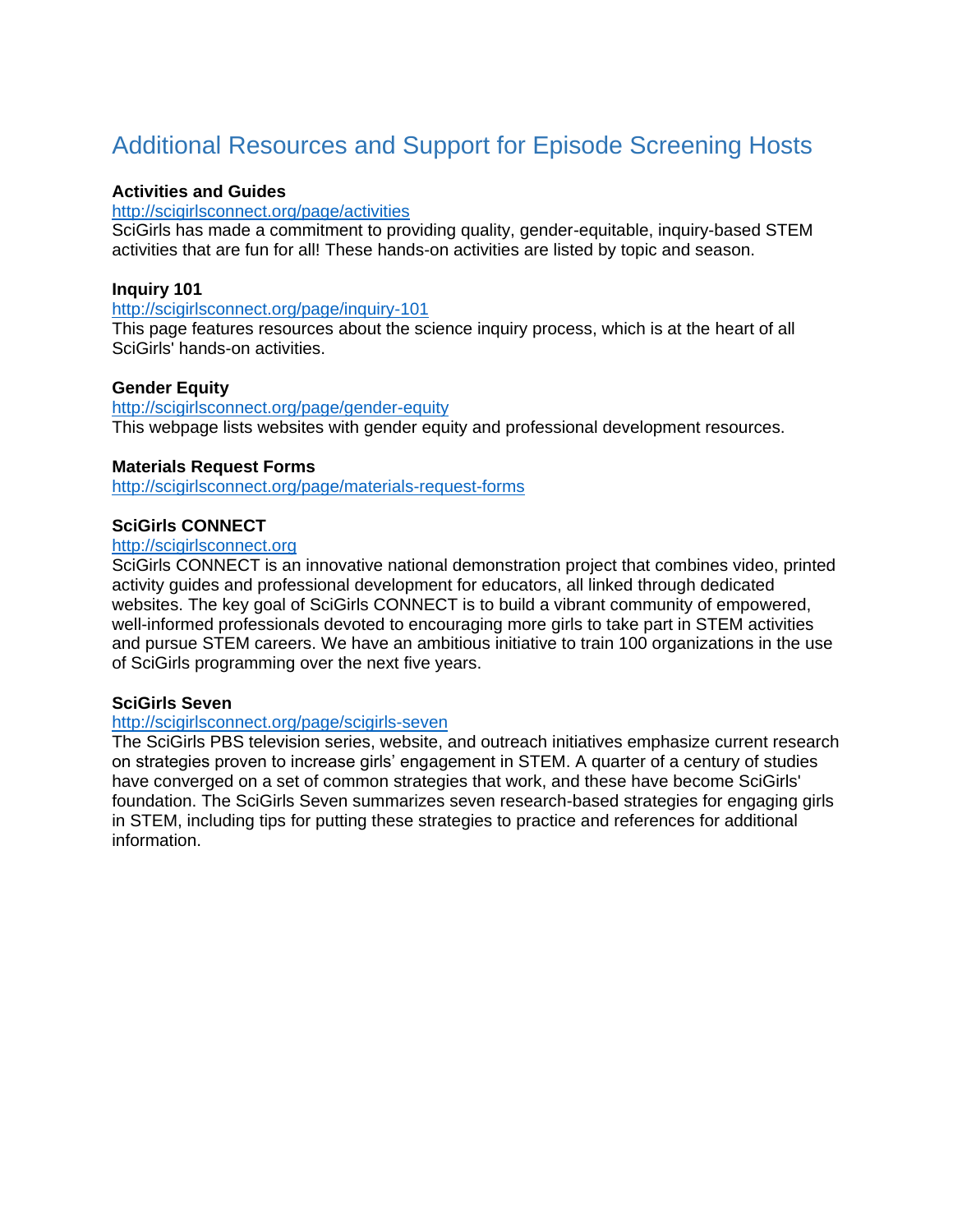# Additional Resources and Support for Episode Screening Hosts

**Activities and Guides**
http://scigirlsconnect.org/page/activities
SciGirls has made a commitment to providing quality, gender-equitable, inquiry-based STEM activities that are fun for all! These hands-on activities are listed by topic and season.

**Inquiry 101**
http://scigirlsconnect.org/page/inquiry-101
This page features resources about the science inquiry process, which is at the heart of all SciGirls' hands-on activities.

**Gender Equity**
http://scigirlsconnect.org/page/gender-equity
This webpage lists websites with gender equity and professional development resources.

**Materials Request Forms**
http://scigirlsconnect.org/page/materials-request-forms

**SciGirls CONNECT**
http://scigirlsconnect.org
SciGirls CONNECT is an innovative national demonstration project that combines video, printed activity guides and professional development for educators, all linked through dedicated websites. The key goal of SciGirls CONNECT is to build a vibrant community of empowered, well-informed professionals devoted to encouraging more girls to take part in STEM activities and pursue STEM careers. We have an ambitious initiative to train 100 organizations in the use of SciGirls programming over the next five years.

**SciGirls Seven**
http://scigirlsconnect.org/page/scigirls-seven
The SciGirls PBS television series, website, and outreach initiatives emphasize current research on strategies proven to increase girls' engagement in STEM. A quarter of a century of studies have converged on a set of common strategies that work, and these have become SciGirls' foundation. The SciGirls Seven summarizes seven research-based strategies for engaging girls in STEM, including tips for putting these strategies to practice and references for additional information.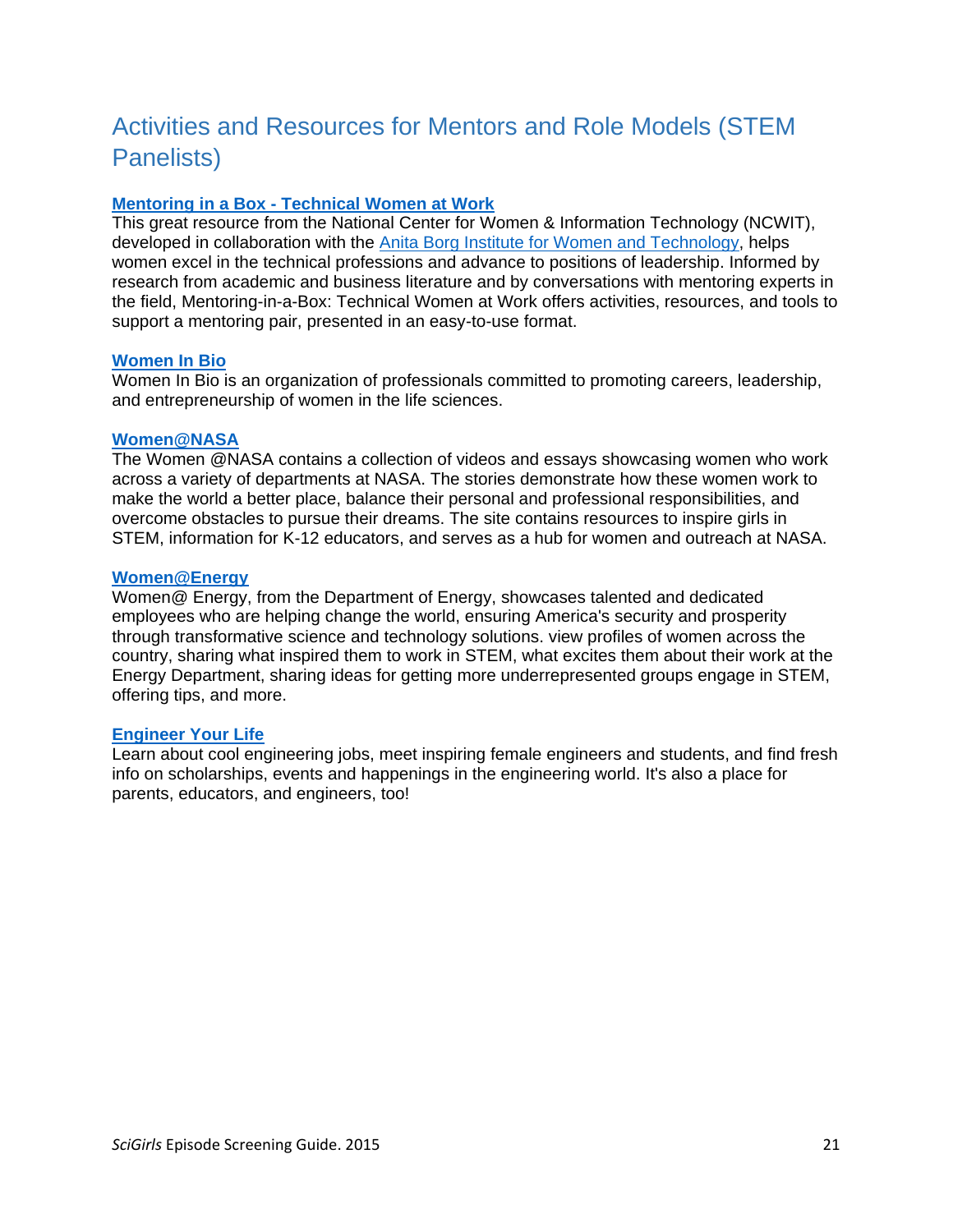# Activities and Resources for Mentors and Role Models (STEM Panelists)

**Mentoring in a Box - Technical Women at Work**

This great resource from the National Center for Women & Information Technology (NCWIT), developed in collaboration with the Anita Borg Institute for Women and Technology, helps women excel in the technical professions and advance to positions of leadership. Informed by research from academic and business literature and by conversations with mentoring experts in the field, Mentoring-in-a-Box: Technical Women at Work offers activities, resources, and tools to support a mentoring pair, presented in an easy-to-use format.

**Women In Bio**

Women In Bio is an organization of professionals committed to promoting careers, leadership, and entrepreneurship of women in the life sciences.

**Women@NASA**

The Women @NASA contains a collection of videos and essays showcasing women who work across a variety of departments at NASA. The stories demonstrate how these women work to make the world a better place, balance their personal and professional responsibilities, and overcome obstacles to pursue their dreams. The site contains resources to inspire girls in STEM, information for K-12 educators, and serves as a hub for women and outreach at NASA.

**Women@Energy**

Women@ Energy, from the Department of Energy, showcases talented and dedicated employees who are helping change the world, ensuring America's security and prosperity through transformative science and technology solutions. view profiles of women across the country, sharing what inspired them to work in STEM, what excites them about their work at the Energy Department, sharing ideas for getting more underrepresented groups engage in STEM, offering tips, and more.

**Engineer Your Life**

Learn about cool engineering jobs, meet inspiring female engineers and students, and find fresh info on scholarships, events and happenings in the engineering world. It's also a place for parents, educators, and engineers, too!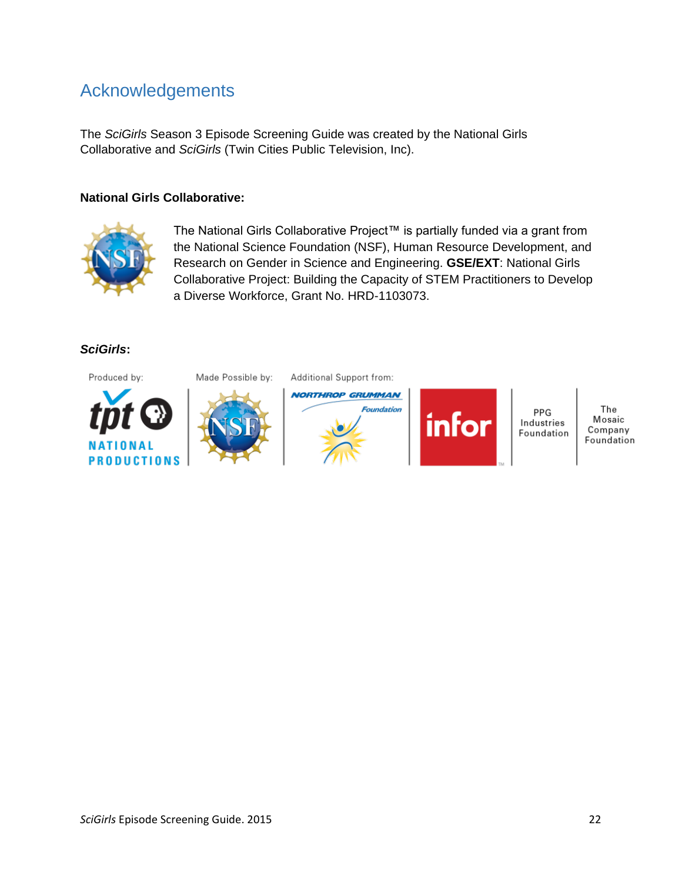# Acknowledgements

The *SciGirls* Season 3 Episode Screening Guide was created by the National Girls Collaborative and *SciGirls* (Twin Cities Public Television, Inc).

**National Girls Collaborative:**

The National Girls Collaborative Project™ is partially funded via a grant from the National Science Foundation (NSF), Human Resource Development, and Research on Gender in Science and Engineering. **GSE/EXT**: National Girls Collaborative Project: Building the Capacity of STEM Practitioners to Develop a Diverse Workforce, Grant No. HRD-1103073.

***SciGirls*:**

Produced by: tpt National Productions

Made Possible by: NSF

Additional Support from: Northrop Grumman Foundation | infor | PPG Industries Foundation | The Mosaic Company Foundation